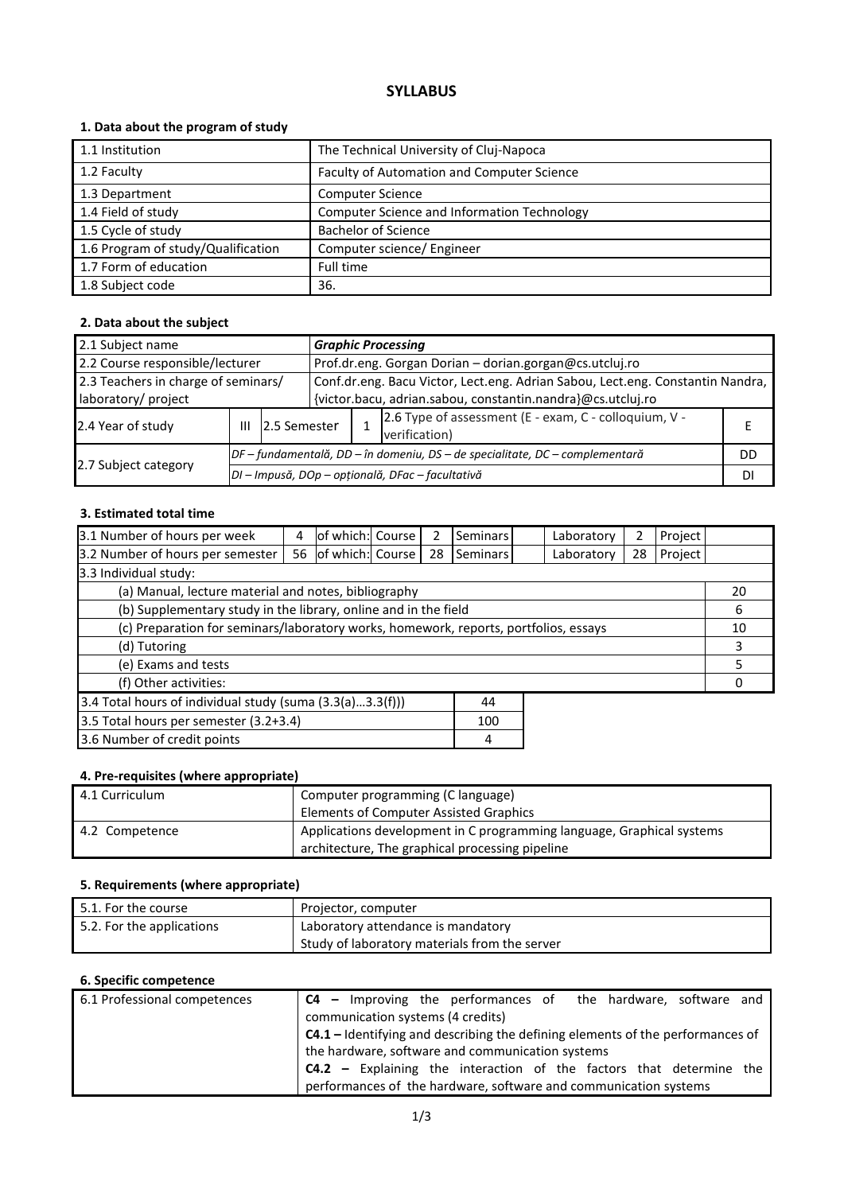# SYLLABUS

### 1. Data about the program of study

| | |
|---|---|
| 1.1 Institution | The Technical University of Cluj-Napoca |
| 1.2 Faculty | Faculty of Automation and Computer Science |
| 1.3 Department | Computer Science |
| 1.4 Field of study | Computer Science and Information Technology |
| 1.5 Cycle of study | Bachelor of Science |
| 1.6 Program of study/Qualification | Computer science/ Engineer |
| 1.7 Form of education | Full time |
| 1.8 Subject code | 36. |

### 2. Data about the subject

| | | | | | | |
|---|---|---|---|---|---|---|
| 2.1 Subject name | | | | ***Graphic Processing*** | | |
| 2.2 Course responsible/lecturer | | | | Prof.dr.eng. Gorgan Dorian – dorian.gorgan@cs.utcluj.ro | | |
| 2.3 Teachers in charge of seminars/ laboratory/ project | | | | Conf.dr.eng. Bacu Victor, Lect.eng. Adrian Sabou, Lect.eng. Constantin Nandra, {victor.bacu, adrian.sabou, constantin.nandra}@cs.utcluj.ro | | |
| 2.4 Year of study | III | 2.5 Semester | 1 | 2.6 Type of assessment (E - exam, C - colloquium, V - verification) | | E |
| 2.7 Subject category | *DF – fundamentală, DD – în domeniu, DS – de specialitate, DC – complementară* | | | | | DD |
| | *DI – Impusă, DOp – opțională, DFac – facultativă* | | | | | DI |

### 3. Estimated total time

| | | | | | | | | | | |
|---|---|---|---|---|---|---|---|---|---|---|
| 3.1 Number of hours per week | 4 | of which: Course | 2 | Seminars | | Laboratory | 2 | Project | | |
| 3.2 Number of hours per semester | 56 | of which: Course | 28 | Seminars | | Laboratory | 28 | Project | | |
| 3.3 Individual study: | | | | | | | | | | |
| (a) Manual, lecture material and notes, bibliography | | | | | | | | | | 20 |
| (b) Supplementary study in the library, online and in the field | | | | | | | | | | 6 |
| (c) Preparation for seminars/laboratory works, homework, reports, portfolios, essays | | | | | | | | | | 10 |
| (d) Tutoring | | | | | | | | | | 3 |
| (e) Exams and tests | | | | | | | | | | 5 |
| (f) Other activities: | | | | | | | | | | 0 |

| | |
|---|---|
| 3.4 Total hours of individual study (suma (3.3(a)…3.3(f))) | 44 |
| 3.5 Total hours per semester (3.2+3.4) | 100 |
| 3.6 Number of credit points | 4 |

### 4. Pre-requisites (where appropriate)

| | |
|---|---|
| 4.1 Curriculum | Computer programming (C language)<br>Elements of Computer Assisted Graphics |
| 4.2 Competence | Applications development in C programming language, Graphical systems architecture, The graphical processing pipeline |

### 5. Requirements (where appropriate)

| | |
|---|---|
| 5.1. For the course | Projector, computer |
| 5.2. For the applications | Laboratory attendance is mandatory<br>Study of laboratory materials from the server |

### 6. Specific competence

| | |
|---|---|
| 6.1 Professional competences | **C4 –** Improving the performances of the hardware, software and communication systems (4 credits)<br>**C4.1 –** Identifying and describing the defining elements of the performances of the hardware, software and communication systems<br>**C4.2 –** Explaining the interaction of the factors that determine the performances of the hardware, software and communication systems |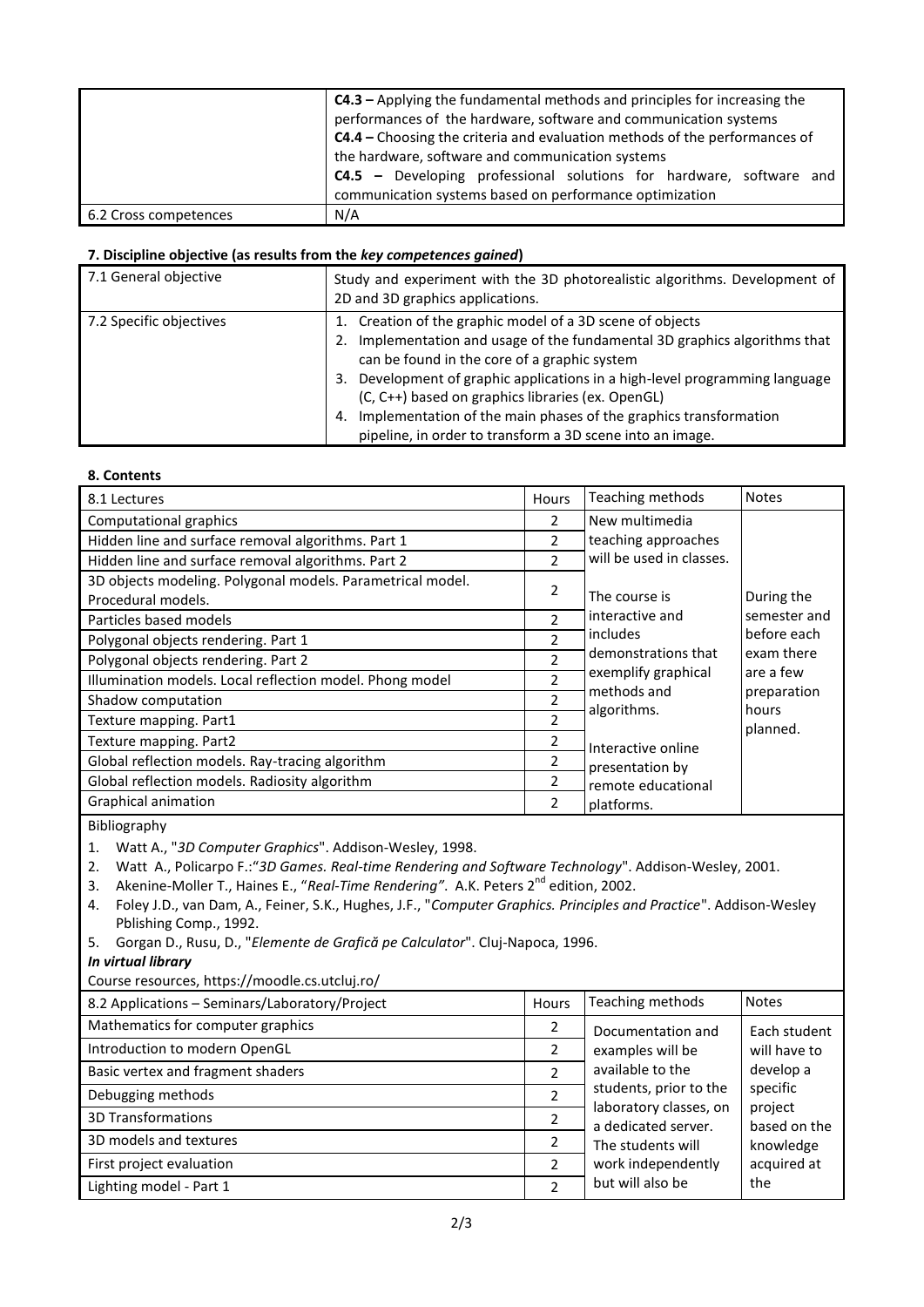| | |
|---|---|
| | **C4.3 –** Applying the fundamental methods and principles for increasing the performances of the hardware, software and communication systems<br>**C4.4 –** Choosing the criteria and evaluation methods of the performances of the hardware, software and communication systems<br>**C4.5 –** Developing professional solutions for hardware, software and communication systems based on performance optimization |
| 6.2 Cross competences | N/A |

### 7. Discipline objective (as results from the *key competences gained*)

| | |
|---|---|
| 7.1 General objective | Study and experiment with the 3D photorealistic algorithms. Development of 2D and 3D graphics applications. |
| 7.2 Specific objectives | 1. Creation of the graphic model of a 3D scene of objects<br>2. Implementation and usage of the fundamental 3D graphics algorithms that can be found in the core of a graphic system<br>3. Development of graphic applications in a high-level programming language (C, C++) based on graphics libraries (ex. OpenGL)<br>4. Implementation of the main phases of the graphics transformation pipeline, in order to transform a 3D scene into an image. |

### 8. Contents

| 8.1 Lectures | Hours | Teaching methods | Notes |
|---|---|---|---|
| Computational graphics | 2 | New multimedia teaching approaches will be used in classes.<br><br>The course is interactive and includes demonstrations that exemplify graphical methods and algorithms.<br><br>Interactive online presentation by remote educational platforms. | During the semester and before each exam there are a few preparation hours planned. |
| Hidden line and surface removal algorithms. Part 1 | 2 | | |
| Hidden line and surface removal algorithms. Part 2 | 2 | | |
| 3D objects modeling. Polygonal models. Parametrical model. Procedural models. | 2 | | |
| Particles based models | 2 | | |
| Polygonal objects rendering. Part 1 | 2 | | |
| Polygonal objects rendering. Part 2 | 2 | | |
| Illumination models. Local reflection model. Phong model | 2 | | |
| Shadow computation | 2 | | |
| Texture mapping. Part1 | 2 | | |
| Texture mapping. Part2 | 2 | | |
| Global reflection models. Ray-tracing algorithm | 2 | | |
| Global reflection models. Radiosity algorithm | 2 | | |
| Graphical animation | 2 | | |

Bibliography

1. Watt A., "*3D Computer Graphics*". Addison-Wesley, 1998.
2. Watt A., Policarpo F.:"*3D Games. Real-time Rendering and Software Technology*". Addison-Wesley, 2001.
3. Akenine-Moller T., Haines E., "*Real-Time Rendering"*. A.K. Peters 2nd edition, 2002.
4. Foley J.D., van Dam, A., Feiner, S.K., Hughes, J.F., "*Computer Graphics. Principles and Practice*". Addison-Wesley Pblishing Comp., 1992.
5. Gorgan D., Rusu, D., "*Elemente de Grafică pe Calculator*". Cluj-Napoca, 1996.

***In virtual library***

Course resources, https://moodle.cs.utcluj.ro/

| 8.2 Applications – Seminars/Laboratory/Project | Hours | Teaching methods | Notes |
|---|---|---|---|
| Mathematics for computer graphics | 2 | Documentation and examples will be available to the students, prior to the laboratory classes, on a dedicated server. The students will work independently but will also be | Each student will have to develop a specific project based on the knowledge acquired at the |
| Introduction to modern OpenGL | 2 | | |
| Basic vertex and fragment shaders | 2 | | |
| Debugging methods | 2 | | |
| 3D Transformations | 2 | | |
| 3D models and textures | 2 | | |
| First project evaluation | 2 | | |
| Lighting model - Part 1 | 2 | | |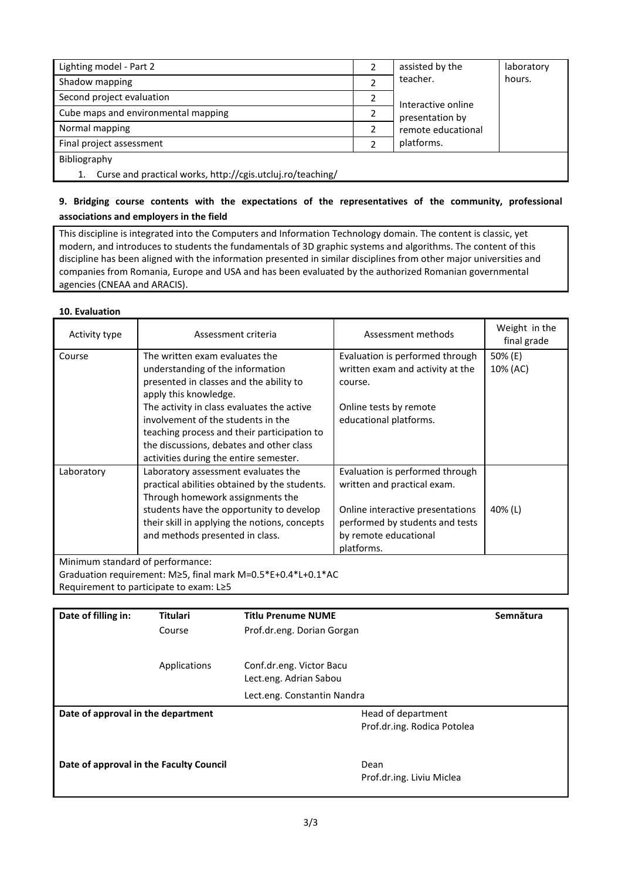| | | | |
|---|---|---|---|
| Lighting model - Part 2 | 2 | assisted by the teacher. Interactive online presentation by remote educational platforms. | laboratory hours. |
| Shadow mapping | 2 | | |
| Second project evaluation | 2 | | |
| Cube maps and environmental mapping | 2 | | |
| Normal mapping | 2 | | |
| Final project assessment | 2 | | |

Bibliography

1. Curse and practical works, http://cgis.utcluj.ro/teaching/

**9. Bridging course contents with the expectations of the representatives of the community, professional associations and employers in the field**

This discipline is integrated into the Computers and Information Technology domain. The content is classic, yet modern, and introduces to students the fundamentals of 3D graphic systems and algorithms. The content of this discipline has been aligned with the information presented in similar disciplines from other major universities and companies from Romania, Europe and USA and has been evaluated by the authorized Romanian governmental agencies (CNEAA and ARACIS).

**10. Evaluation**

| Activity type | Assessment criteria | Assessment methods | Weight in the final grade |
|---|---|---|---|
| Course | The written exam evaluates the understanding of the information presented in classes and the ability to apply this knowledge. The activity in class evaluates the active involvement of the students in the teaching process and their participation to the discussions, debates and other class activities during the entire semester. | Evaluation is performed through written exam and activity at the course. Online tests by remote educational platforms. | 50% (E) 10% (AC) |
| Laboratory | Laboratory assessment evaluates the practical abilities obtained by the students. Through homework assignments the students have the opportunity to develop their skill in applying the notions, concepts and methods presented in class. | Evaluation is performed through written and practical exam. Online interactive presentations performed by students and tests by remote educational platforms. | 40% (L) |

Minimum standard of performance:
Graduation requirement: M≥5, final mark M=0.5*E+0.4*L+0.1*AC
Requirement to participate to exam: L≥5

| Date of filling in: | Titulari | Titlu Prenume NUME | Semnătura |
|---|---|---|---|
| | Course | Prof.dr.eng. Dorian Gorgan | |
| | Applications | Conf.dr.eng. Victor Bacu<br>Lect.eng. Adrian Sabou<br>Lect.eng. Constantin Nandra | |
| Date of approval in the department | | Head of department<br>Prof.dr.ing. Rodica Potolea | |
| Date of approval in the Faculty Council | | Dean<br>Prof.dr.ing. Liviu Miclea | |